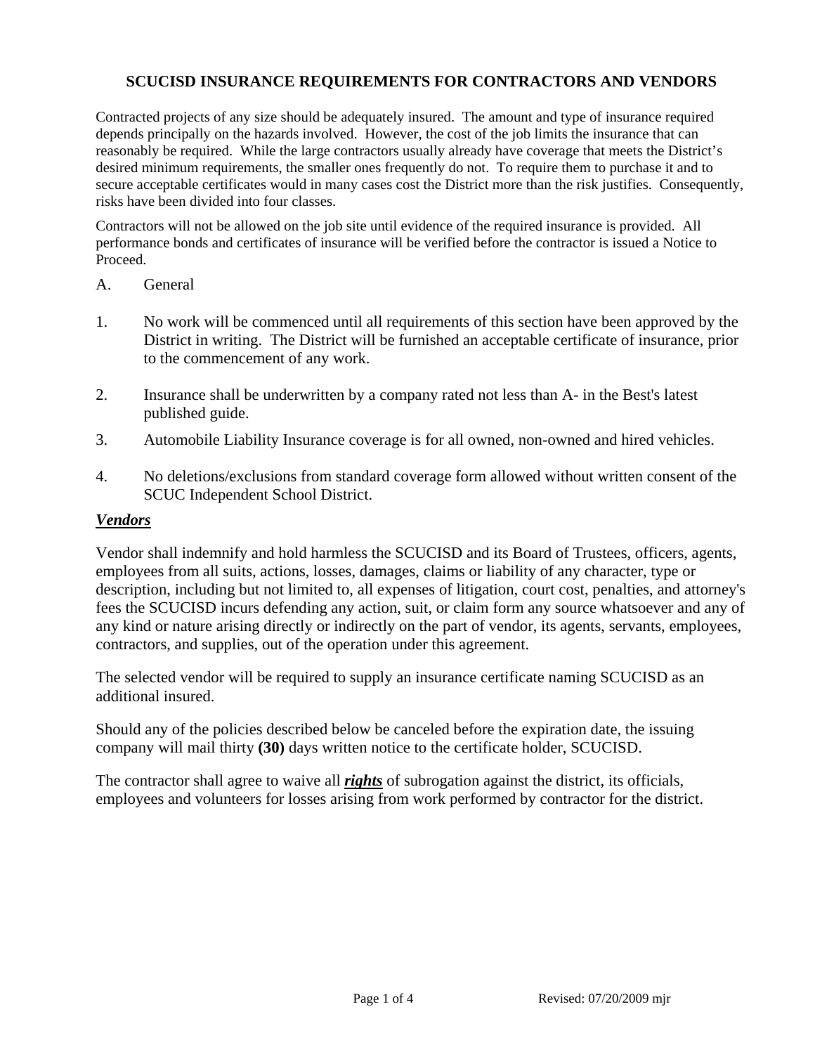# SCUCISD INSURANCE REQUIREMENTS FOR CONTRACTORS AND VENDORS

Contracted projects of any size should be adequately insured. The amount and type of insurance required depends principally on the hazards involved. However, the cost of the job limits the insurance that can reasonably be required. While the large contractors usually already have coverage that meets the District's desired minimum requirements, the smaller ones frequently do not. To require them to purchase it and to secure acceptable certificates would in many cases cost the District more than the risk justifies. Consequently, risks have been divided into four classes.

Contractors will not be allowed on the job site until evidence of the required insurance is provided. All performance bonds and certificates of insurance will be verified before the contractor is issued a Notice to Proceed.

A. General

1. No work will be commenced until all requirements of this section have been approved by the District in writing. The District will be furnished an acceptable certificate of insurance, prior to the commencement of any work.

2. Insurance shall be underwritten by a company rated not less than A- in the Best's latest published guide.

3. Automobile Liability Insurance coverage is for all owned, non-owned and hired vehicles.

4. No deletions/exclusions from standard coverage form allowed without written consent of the SCUC Independent School District.

***Vendors***

Vendor shall indemnify and hold harmless the SCUCISD and its Board of Trustees, officers, agents, employees from all suits, actions, losses, damages, claims or liability of any character, type or description, including but not limited to, all expenses of litigation, court cost, penalties, and attorney's fees the SCUCISD incurs defending any action, suit, or claim form any source whatsoever and any of any kind or nature arising directly or indirectly on the part of vendor, its agents, servants, employees, contractors, and supplies, out of the operation under this agreement.

The selected vendor will be required to supply an insurance certificate naming SCUCISD as an additional insured.

Should any of the policies described below be canceled before the expiration date, the issuing company will mail thirty **(30)** days written notice to the certificate holder, SCUCISD.

The contractor shall agree to waive all ***rights*** of subrogation against the district, its officials, employees and volunteers for losses arising from work performed by contractor for the district.

Revised: 07/20/2009 mjr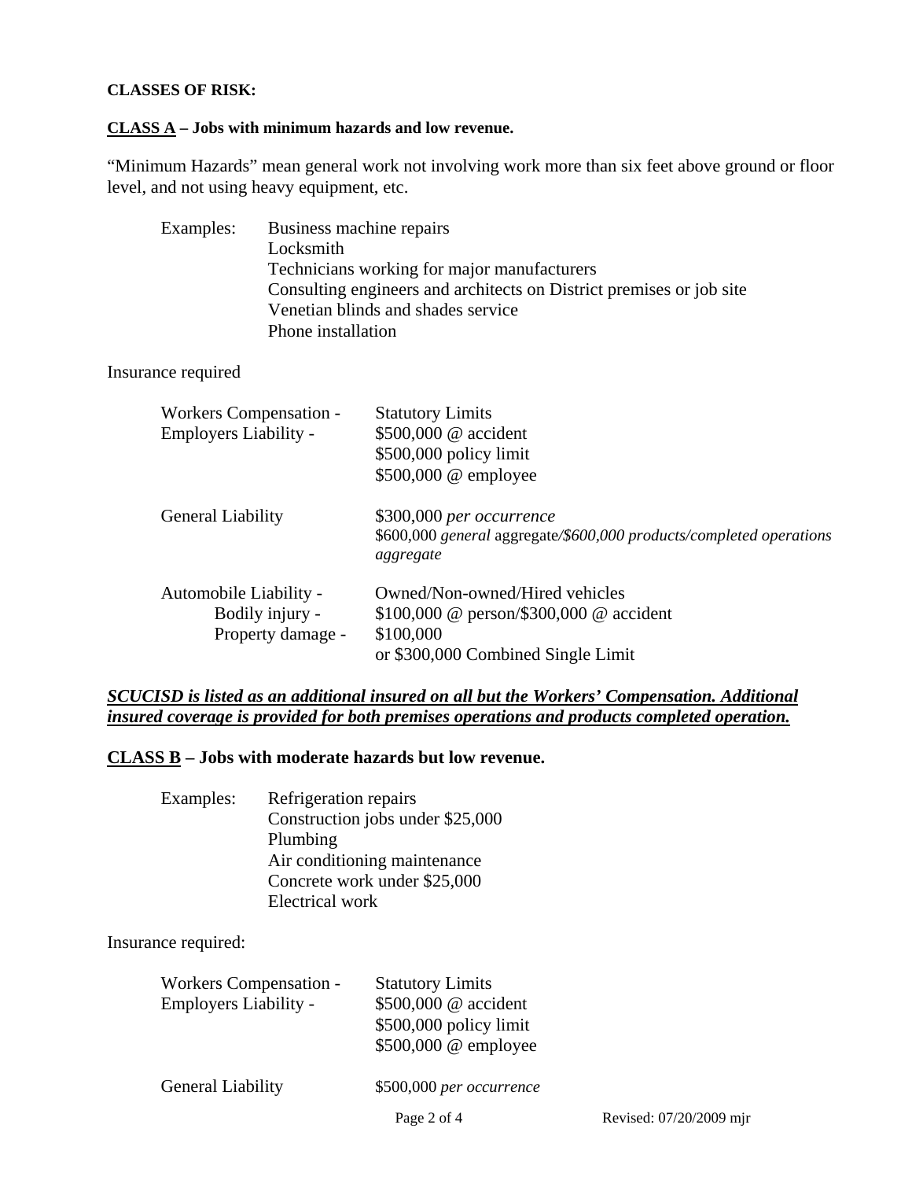**CLASSES OF RISK:**

**<u>CLASS A</u> – Jobs with minimum hazards and low revenue.**

"Minimum Hazards" mean general work not involving work more than six feet above ground or floor level, and not using heavy equipment, etc.

Examples:
- Business machine repairs
- Locksmith
- Technicians working for major manufacturers
- Consulting engineers and architects on District premises or job site
- Venetian blinds and shades service
- Phone installation

Insurance required

| | |
|---|---|
| Workers Compensation - | Statutory Limits |
| Employers Liability - | \$500,000 @ accident<br>\$500,000 policy limit<br>\$500,000 @ employee |
| General Liability | \$300,000 *per occurrence*<br>\$600,000 *general* aggregate*/\$600,000 products/completed operations aggregate* |
| Automobile Liability - | Owned/Non-owned/Hired vehicles |
| Bodily injury - | \$100,000 @ person/\$300,000 @ accident |
| Property damage - | \$100,000<br>or \$300,000 Combined Single Limit |

***<u>SCUCISD is listed as an additional insured on all but the Workers' Compensation. Additional insured coverage is provided for both premises operations and products completed operation.</u>***

**<u>CLASS B</u> – Jobs with moderate hazards but low revenue.**

Examples:
- Refrigeration repairs
- Construction jobs under \$25,000
- Plumbing
- Air conditioning maintenance
- Concrete work under \$25,000
- Electrical work

Insurance required:

| | |
|---|---|
| Workers Compensation - | Statutory Limits |
| Employers Liability - | \$500,000 @ accident<br>\$500,000 policy limit<br>\$500,000 @ employee |
| General Liability | \$500,000 *per occurrence* |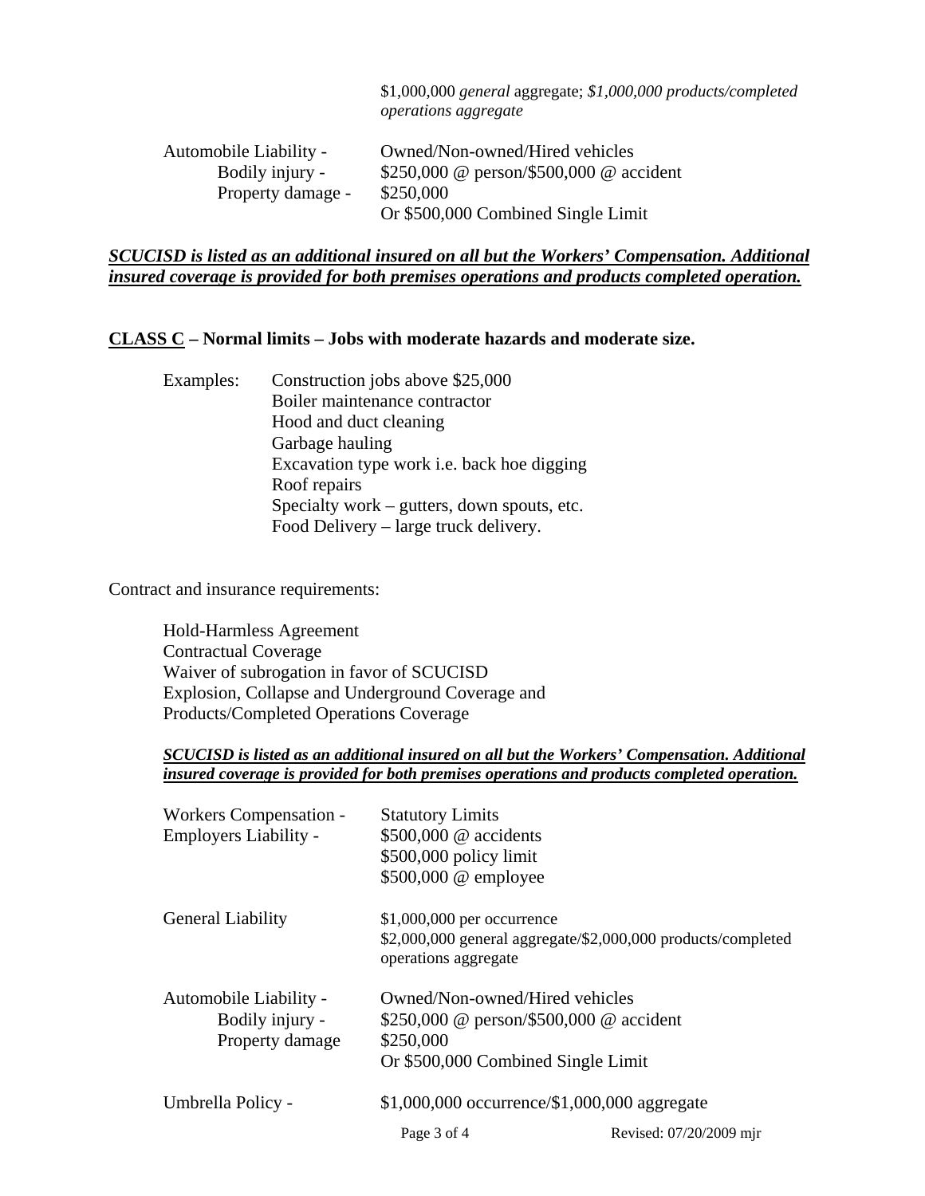$1,000,000 *general* aggregate; *$1,000,000 products/completed operations aggregate*

| | |
|---|---|
| Automobile Liability - | Owned/Non-owned/Hired vehicles |
| Bodily injury - | \$250,000 @ person/\$500,000 @ accident |
| Property damage - | \$250,000 |
| | Or \$500,000 Combined Single Limit |

***SCUCISD is listed as an additional insured on all but the Workers' Compensation. Additional insured coverage is provided for both premises operations and products completed operation.***

**CLASS C – Normal limits – Jobs with moderate hazards and moderate size.**

Examples:
- Construction jobs above $25,000
- Boiler maintenance contractor
- Hood and duct cleaning
- Garbage hauling
- Excavation type work i.e. back hoe digging
- Roof repairs
- Specialty work – gutters, down spouts, etc.
- Food Delivery – large truck delivery.

Contract and insurance requirements:

Hold-Harmless Agreement
Contractual Coverage
Waiver of subrogation in favor of SCUCISD
Explosion, Collapse and Underground Coverage and
Products/Completed Operations Coverage

***SCUCISD is listed as an additional insured on all but the Workers' Compensation. Additional insured coverage is provided for both premises operations and products completed operation.***

| | |
|---|---|
| Workers Compensation - | Statutory Limits |
| Employers Liability - | \$500,000 @ accidents |
| | \$500,000 policy limit |
| | \$500,000 @ employee |
| General Liability | \$1,000,000 per occurrence |
| | \$2,000,000 general aggregate/\$2,000,000 products/completed operations aggregate |
| Automobile Liability - | Owned/Non-owned/Hired vehicles |
| Bodily injury - | \$250,000 @ person/\$500,000 @ accident |
| Property damage | \$250,000 |
| | Or \$500,000 Combined Single Limit |
| Umbrella Policy - | \$1,000,000 occurrence/\$1,000,000 aggregate |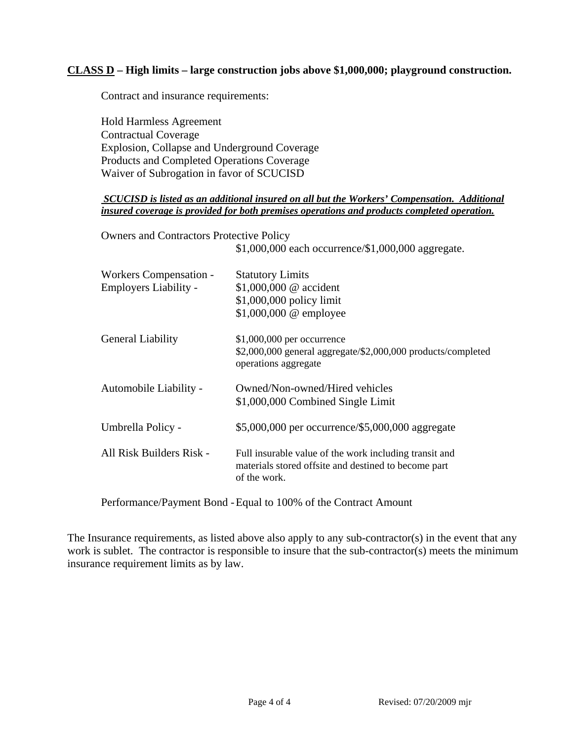**<u>CLASS D</u> – High limits – large construction jobs above $1,000,000; playground construction.**

Contract and insurance requirements:

Hold Harmless Agreement
Contractual Coverage
Explosion, Collapse and Underground Coverage
Products and Completed Operations Coverage
Waiver of Subrogation in favor of SCUCISD

***<u>SCUCISD is listed as an additional insured on all but the Workers' Compensation. Additional insured coverage is provided for both premises operations and products completed operation.</u>***

| | |
|---|---|
| Owners and Contractors Protective Policy | $1,000,000 each occurrence/$1,000,000 aggregate. |
| Workers Compensation - | Statutory Limits |
| Employers Liability - | $1,000,000 @ accident<br>$1,000,000 policy limit<br>$1,000,000 @ employee |
| General Liability | $1,000,000 per occurrence<br>$2,000,000 general aggregate/$2,000,000 products/completed operations aggregate |
| Automobile Liability - | Owned/Non-owned/Hired vehicles<br>$1,000,000 Combined Single Limit |
| Umbrella Policy - | $5,000,000 per occurrence/$5,000,000 aggregate |
| All Risk Builders Risk - | Full insurable value of the work including transit and materials stored offsite and destined to become part of the work. |
| Performance/Payment Bond - | Equal to 100% of the Contract Amount |

The Insurance requirements, as listed above also apply to any sub-contractor(s) in the event that any work is sublet. The contractor is responsible to insure that the sub-contractor(s) meets the minimum insurance requirement limits as by law.

Revised: 07/20/2009 mjr